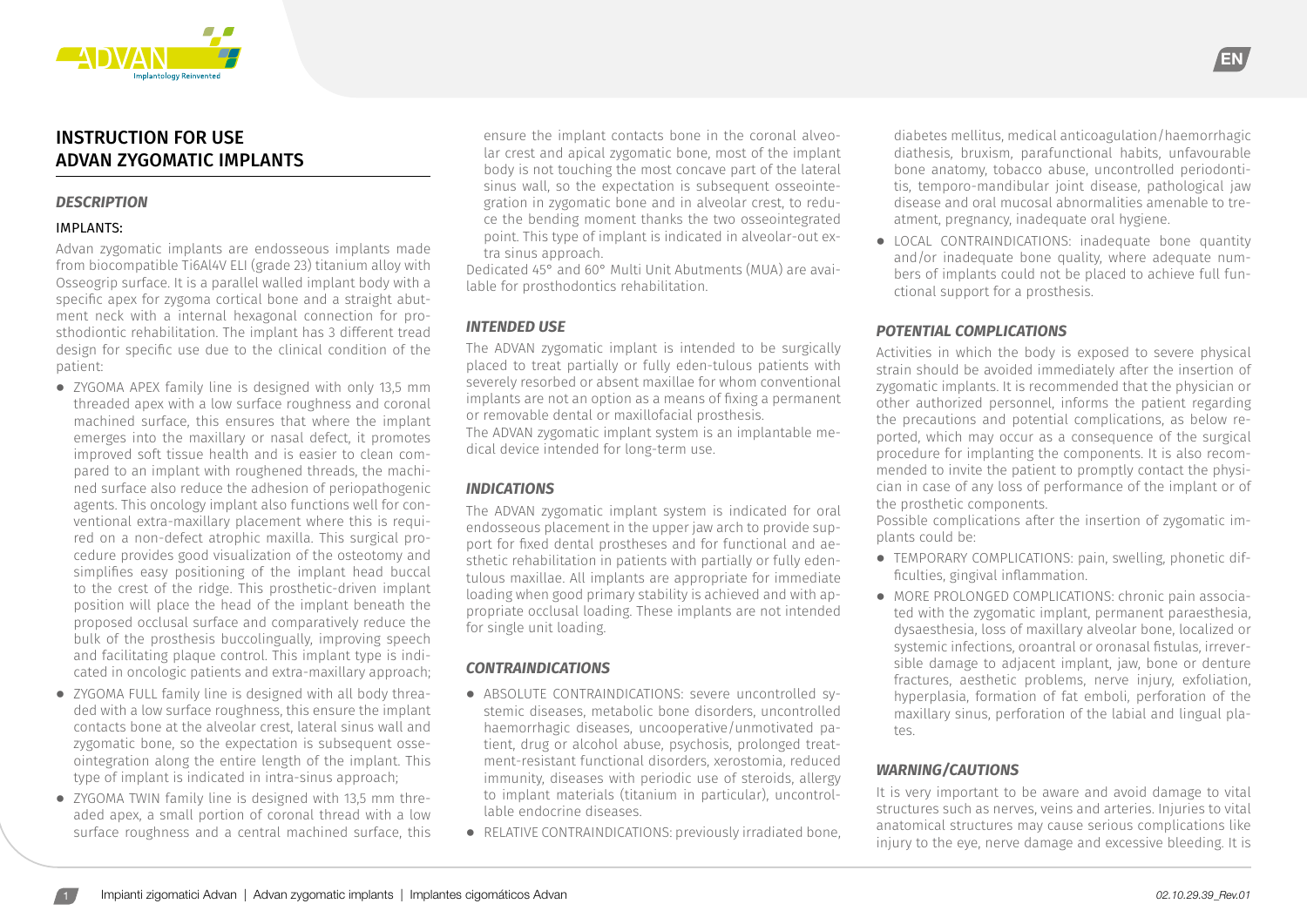# INSTRUCTION FOR USE
# ADVAN ZYGOMATIC IMPLANTS

### *DESCRIPTION*

#### IMPLANTS:

Advan zygomatic implants are endosseous implants made from biocompatible Ti6Al4V ELI (grade 23) titanium alloy with Osseogrip surface. It is a parallel walled implant body with a specific apex for zygoma cortical bone and a straight abutment neck with a internal hexagonal connection for prosthodiontic rehabilitation. The implant has 3 different tread design for specific use due to the clinical condition of the patient:

- ZYGOMA APEX family line is designed with only 13,5 mm threaded apex with a low surface roughness and coronal machined surface, this ensures that where the implant emerges into the maxillary or nasal defect, it promotes improved soft tissue health and is easier to clean compared to an implant with roughened threads, the machined surface also reduce the adhesion of periopathogenic agents. This oncology implant also functions well for conventional extra-maxillary placement where this is required on a non-defect atrophic maxilla. This surgical procedure provides good visualization of the osteotomy and simplifies easy positioning of the implant head buccal to the crest of the ridge. This prosthetic-driven implant position will place the head of the implant beneath the proposed occlusal surface and comparatively reduce the bulk of the prosthesis buccolingually, improving speech and facilitating plaque control. This implant type is indicated in oncologic patients and extra-maxillary approach;
- ZYGOMA FULL family line is designed with all body threaded with a low surface roughness, this ensure the implant contacts bone at the alveolar crest, lateral sinus wall and zygomatic bone, so the expectation is subsequent osseointegration along the entire length of the implant. This type of implant is indicated in intra-sinus approach;
- ZYGOMA TWIN family line is designed with 13,5 mm threaded apex, a small portion of coronal thread with a low surface roughness and a central machined surface, this ensure the implant contacts bone in the coronal alveolar crest and apical zygomatic bone, most of the implant body is not touching the most concave part of the lateral sinus wall, so the expectation is subsequent osseointegration in zygomatic bone and in alveolar crest, to reduce the bending moment thanks the two osseointegrated point. This type of implant is indicated in alveolar-out extra sinus approach.

Dedicated 45° and 60° Multi Unit Abutments (MUA) are available for prosthodontics rehabilitation.

### *INTENDED USE*

The ADVAN zygomatic implant is intended to be surgically placed to treat partially or fully eden-tulous patients with severely resorbed or absent maxillae for whom conventional implants are not an option as a means of fixing a permanent or removable dental or maxillofacial prosthesis.

The ADVAN zygomatic implant system is an implantable medical device intended for long-term use.

### *INDICATIONS*

The ADVAN zygomatic implant system is indicated for oral endosseous placement in the upper jaw arch to provide support for fixed dental prostheses and for functional and aesthetic rehabilitation in patients with partially or fully edentulous maxillae. All implants are appropriate for immediate loading when good primary stability is achieved and with appropriate occlusal loading. These implants are not intended for single unit loading.

### *CONTRAINDICATIONS*

- ABSOLUTE CONTRAINDICATIONS: severe uncontrolled systemic diseases, metabolic bone disorders, uncontrolled haemorrhagic diseases, uncooperative/unmotivated patient, drug or alcohol abuse, psychosis, prolonged treatment-resistant functional disorders, xerostomia, reduced immunity, diseases with periodic use of steroids, allergy to implant materials (titanium in particular), uncontrollable endocrine diseases.
- RELATIVE CONTRAINDICATIONS: previously irradiated bone, diabetes mellitus, medical anticoagulation/haemorrhagic diathesis, bruxism, parafunctional habits, unfavourable bone anatomy, tobacco abuse, uncontrolled periodontitis, temporo-mandibular joint disease, pathological jaw disease and oral mucosal abnormalities amenable to treatment, pregnancy, inadequate oral hygiene.
- LOCAL CONTRAINDICATIONS: inadequate bone quantity and/or inadequate bone quality, where adequate numbers of implants could not be placed to achieve full functional support for a prosthesis.

### *POTENTIAL COMPLICATIONS*

Activities in which the body is exposed to severe physical strain should be avoided immediately after the insertion of zygomatic implants. It is recommended that the physician or other authorized personnel, informs the patient regarding the precautions and potential complications, as below reported, which may occur as a consequence of the surgical procedure for implanting the components. It is also recommended to invite the patient to promptly contact the physician in case of any loss of performance of the implant or of the prosthetic components.

Possible complications after the insertion of zygomatic implants could be:

- TEMPORARY COMPLICATIONS: pain, swelling, phonetic difficulties, gingival inflammation.
- MORE PROLONGED COMPLICATIONS: chronic pain associated with the zygomatic implant, permanent paraesthesia, dysaesthesia, loss of maxillary alveolar bone, localized or systemic infections, oroantral or oronasal fistulas, irreversible damage to adjacent implant, jaw, bone or denture fractures, aesthetic problems, nerve injury, exfoliation, hyperplasia, formation of fat emboli, perforation of the maxillary sinus, perforation of the labial and lingual plates.

### *WARNING/CAUTIONS*

It is very important to be aware and avoid damage to vital structures such as nerves, veins and arteries. Injuries to vital anatomical structures may cause serious complications like injury to the eye, nerve damage and excessive bleeding. It is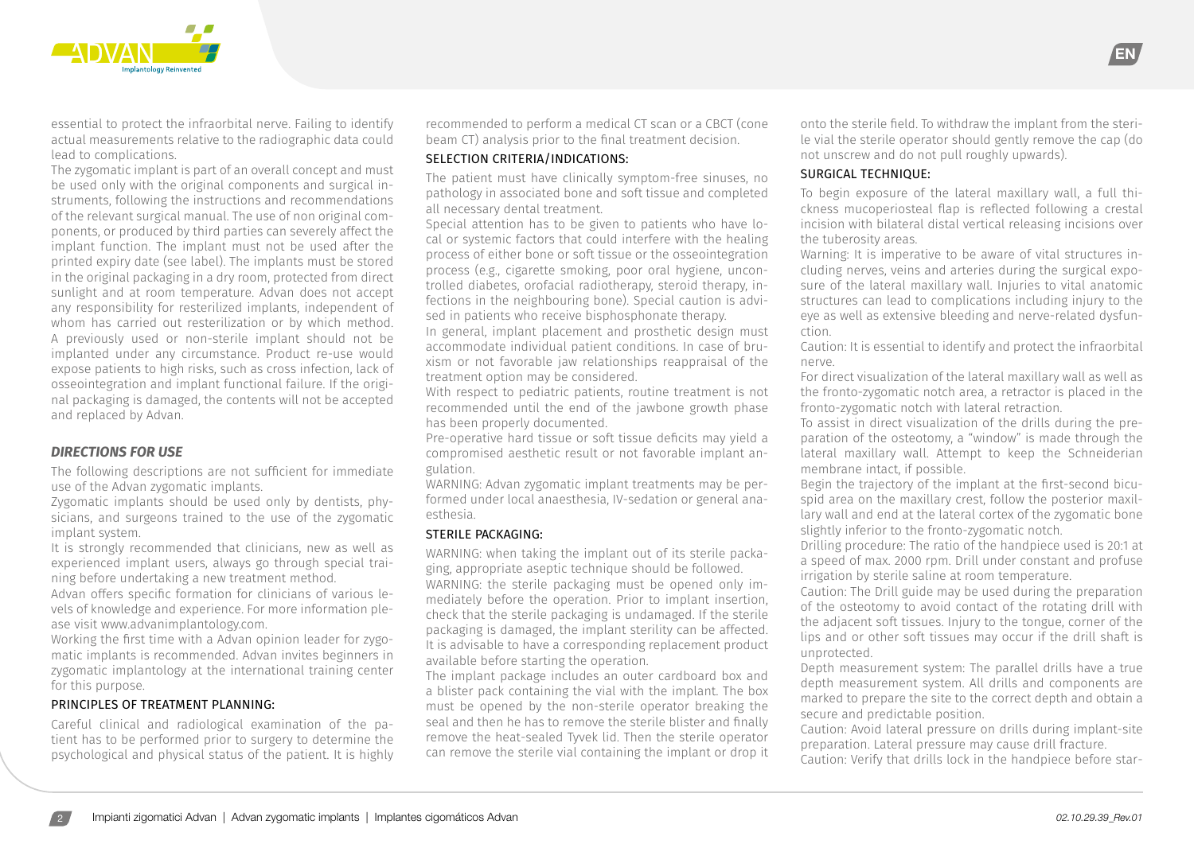essential to protect the infraorbital nerve. Failing to identify actual measurements relative to the radiographic data could lead to complications.

The zygomatic implant is part of an overall concept and must be used only with the original components and surgical instruments, following the instructions and recommendations of the relevant surgical manual. The use of non original components, or produced by third parties can severely affect the implant function. The implant must not be used after the printed expiry date (see label). The implants must be stored in the original packaging in a dry room, protected from direct sunlight and at room temperature. Advan does not accept any responsibility for resterilized implants, independent of whom has carried out resterilization or by which method. A previously used or non-sterile implant should not be implanted under any circumstance. Product re-use would expose patients to high risks, such as cross infection, lack of osseointegration and implant functional failure. If the original packaging is damaged, the contents will not be accepted and replaced by Advan.

## *DIRECTIONS FOR USE*

The following descriptions are not sufficient for immediate use of the Advan zygomatic implants.

Zygomatic implants should be used only by dentists, physicians, and surgeons trained to the use of the zygomatic implant system.

It is strongly recommended that clinicians, new as well as experienced implant users, always go through special training before undertaking a new treatment method.

Advan offers specific formation for clinicians of various levels of knowledge and experience. For more information please visit www.advanimplantology.com.

Working the first time with a Advan opinion leader for zygomatic implants is recommended. Advan invites beginners in zygomatic implantology at the international training center for this purpose.

### PRINCIPLES OF TREATMENT PLANNING:

Careful clinical and radiological examination of the patient has to be performed prior to surgery to determine the psychological and physical status of the patient. It is highly recommended to perform a medical CT scan or a CBCT (cone beam CT) analysis prior to the final treatment decision.

### SELECTION CRITERIA/INDICATIONS:

The patient must have clinically symptom-free sinuses, no pathology in associated bone and soft tissue and completed all necessary dental treatment.

Special attention has to be given to patients who have local or systemic factors that could interfere with the healing process of either bone or soft tissue or the osseointegration process (e.g., cigarette smoking, poor oral hygiene, uncontrolled diabetes, orofacial radiotherapy, steroid therapy, infections in the neighbouring bone). Special caution is advised in patients who receive bisphosphonate therapy.

In general, implant placement and prosthetic design must accommodate individual patient conditions. In case of bruxism or not favorable jaw relationships reappraisal of the treatment option may be considered.

With respect to pediatric patients, routine treatment is not recommended until the end of the jawbone growth phase has been properly documented.

Pre-operative hard tissue or soft tissue deficits may yield a compromised aesthetic result or not favorable implant angulation.

WARNING: Advan zygomatic implant treatments may be performed under local anaesthesia, IV-sedation or general anaesthesia.

### STERILE PACKAGING:

WARNING: when taking the implant out of its sterile packaging, appropriate aseptic technique should be followed.

WARNING: the sterile packaging must be opened only immediately before the operation. Prior to implant insertion, check that the sterile packaging is undamaged. If the sterile packaging is damaged, the implant sterility can be affected. It is advisable to have a corresponding replacement product available before starting the operation.

The implant package includes an outer cardboard box and a blister pack containing the vial with the implant. The box must be opened by the non-sterile operator breaking the seal and then he has to remove the sterile blister and finally remove the heat-sealed Tyvek lid. Then the sterile operator can remove the sterile vial containing the implant or drop it onto the sterile field. To withdraw the implant from the sterile vial the sterile operator should gently remove the cap (do not unscrew and do not pull roughly upwards).

### SURGICAL TECHNIQUE:

To begin exposure of the lateral maxillary wall, a full thickness mucoperiosteal flap is reflected following a crestal incision with bilateral distal vertical releasing incisions over the tuberosity areas.

Warning: It is imperative to be aware of vital structures including nerves, veins and arteries during the surgical exposure of the lateral maxillary wall. Injuries to vital anatomic structures can lead to complications including injury to the eye as well as extensive bleeding and nerve-related dysfunction.

Caution: It is essential to identify and protect the infraorbital nerve.

For direct visualization of the lateral maxillary wall as well as the fronto-zygomatic notch area, a retractor is placed in the fronto-zygomatic notch with lateral retraction.

To assist in direct visualization of the drills during the preparation of the osteotomy, a "window" is made through the lateral maxillary wall. Attempt to keep the Schneiderian membrane intact, if possible.

Begin the trajectory of the implant at the first-second bicuspid area on the maxillary crest, follow the posterior maxillary wall and end at the lateral cortex of the zygomatic bone slightly inferior to the fronto-zygomatic notch.

Drilling procedure: The ratio of the handpiece used is 20:1 at a speed of max. 2000 rpm. Drill under constant and profuse irrigation by sterile saline at room temperature.

Caution: The Drill guide may be used during the preparation of the osteotomy to avoid contact of the rotating drill with the adjacent soft tissues. Injury to the tongue, corner of the lips and or other soft tissues may occur if the drill shaft is unprotected.

Depth measurement system: The parallel drills have a true depth measurement system. All drills and components are marked to prepare the site to the correct depth and obtain a secure and predictable position.

Caution: Avoid lateral pressure on drills during implant-site preparation. Lateral pressure may cause drill fracture.

Caution: Verify that drills lock in the handpiece before star-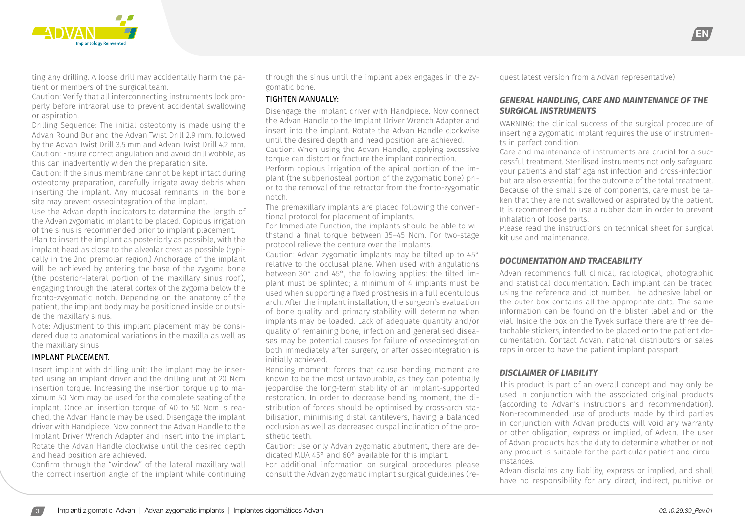ting any drilling. A loose drill may accidentally harm the patient or members of the surgical team.

Caution: Verify that all interconnecting instruments lock properly before intraoral use to prevent accidental swallowing or aspiration.

Drilling Sequence: The initial osteotomy is made using the Advan Round Bur and the Advan Twist Drill 2.9 mm, followed by the Advan Twist Drill 3.5 mm and Advan Twist Drill 4.2 mm.

Caution: Ensure correct angulation and avoid drill wobble, as this can inadvertently widen the preparation site.

Caution: If the sinus membrane cannot be kept intact during osteotomy preparation, carefully irrigate away debris when inserting the implant. Any mucosal remnants in the bone site may prevent osseointegration of the implant.

Use the Advan depth indicators to determine the length of the Advan zygomatic implant to be placed. Copious irrigation of the sinus is recommended prior to implant placement.

Plan to insert the implant as posteriorly as possible, with the implant head as close to the alveolar crest as possible (typically in the 2nd premolar region.) Anchorage of the implant will be achieved by entering the base of the zygoma bone (the posterior-lateral portion of the maxillary sinus roof), engaging through the lateral cortex of the zygoma below the fronto-zygomatic notch. Depending on the anatomy of the patient, the implant body may be positioned inside or outside the maxillary sinus.

Note: Adjustment to this implant placement may be considered due to anatomical variations in the maxilla as well as the maxillary sinus

#### IMPLANT PLACEMENT.

Insert implant with drilling unit: The implant may be inserted using an implant driver and the drilling unit at 20 Ncm insertion torque. Increasing the insertion torque up to maximum 50 Ncm may be used for the complete seating of the implant. Once an insertion torque of 40 to 50 Ncm is reached, the Advan Handle may be used. Disengage the implant driver with Handpiece. Now connect the Advan Handle to the Implant Driver Wrench Adapter and insert into the implant. Rotate the Advan Handle clockwise until the desired depth and head position are achieved.

Confirm through the "window" of the lateral maxillary wall the correct insertion angle of the implant while continuing through the sinus until the implant apex engages in the zygomatic bone.

#### TIGHTEN MANUALLY:

Disengage the implant driver with Handpiece. Now connect the Advan Handle to the Implant Driver Wrench Adapter and insert into the implant. Rotate the Advan Handle clockwise until the desired depth and head position are achieved.

Caution: When using the Advan Handle, applying excessive torque can distort or fracture the implant connection.

Perform copious irrigation of the apical portion of the implant (the subperiosteal portion of the zygomatic bone) prior to the removal of the retractor from the fronto-zygomatic notch.

The premaxillary implants are placed following the conventional protocol for placement of implants.

For Immediate Function, the implants should be able to withstand a final torque between 35–45 Ncm. For two-stage protocol relieve the denture over the implants.

Caution: Advan zygomatic implants may be tilted up to 45° relative to the occlusal plane. When used with angulations between 30° and 45°, the following applies: the tilted implant must be splinted; a minimum of 4 implants must be used when supporting a fixed prosthesis in a full edentulous arch. After the implant installation, the surgeon's evaluation of bone quality and primary stability will determine when implants may be loaded. Lack of adequate quantity and/or quality of remaining bone, infection and generalised diseases may be potential causes for failure of osseointegration both immediately after surgery, or after osseointegration is initially achieved.

Bending moment: forces that cause bending moment are known to be the most unfavourable, as they can potentially jeopardise the long-term stability of an implant-supported restoration. In order to decrease bending moment, the distribution of forces should be optimised by cross-arch stabilisation, minimising distal cantilevers, having a balanced occlusion as well as decreased cuspal inclination of the prosthetic teeth.

Caution: Use only Advan zygomatic abutment, there are dedicated MUA 45° and 60° available for this implant.

For additional information on surgical procedures please consult the Advan zygomatic implant surgical guidelines (request latest version from a Advan representative)

### *GENERAL HANDLING, CARE AND MAINTENANCE OF THE SURGICAL INSTRUMENTS*

WARNING: the clinical success of the surgical procedure of inserting a zygomatic implant requires the use of instruments in perfect condition.

Care and maintenance of instruments are crucial for a successful treatment. Sterilised instruments not only safeguard your patients and staff against infection and cross-infection but are also essential for the outcome of the total treatment. Because of the small size of components, care must be taken that they are not swallowed or aspirated by the patient. It is recommended to use a rubber dam in order to prevent inhalation of loose parts.

Please read the instructions on technical sheet for surgical kit use and maintenance.

### *DOCUMENTATION AND TRACEABILITY*

Advan recommends full clinical, radiological, photographic and statistical documentation. Each implant can be traced using the reference and lot number. The adhesive label on the outer box contains all the appropriate data. The same information can be found on the blister label and on the vial. Inside the box on the Tyvek surface there are three detachable stickers, intended to be placed onto the patient documentation. Contact Advan, national distributors or sales reps in order to have the patient implant passport.

### *DISCLAIMER OF LIABILITY*

This product is part of an overall concept and may only be used in conjunction with the associated original products (according to Advan's instructions and recommendation). Non-recommended use of products made by third parties in conjunction with Advan products will void any warranty or other obligation, express or implied, of Advan. The user of Advan products has the duty to determine whether or not any product is suitable for the particular patient and circumstances.

Advan disclaims any liability, express or implied, and shall have no responsibility for any direct, indirect, punitive or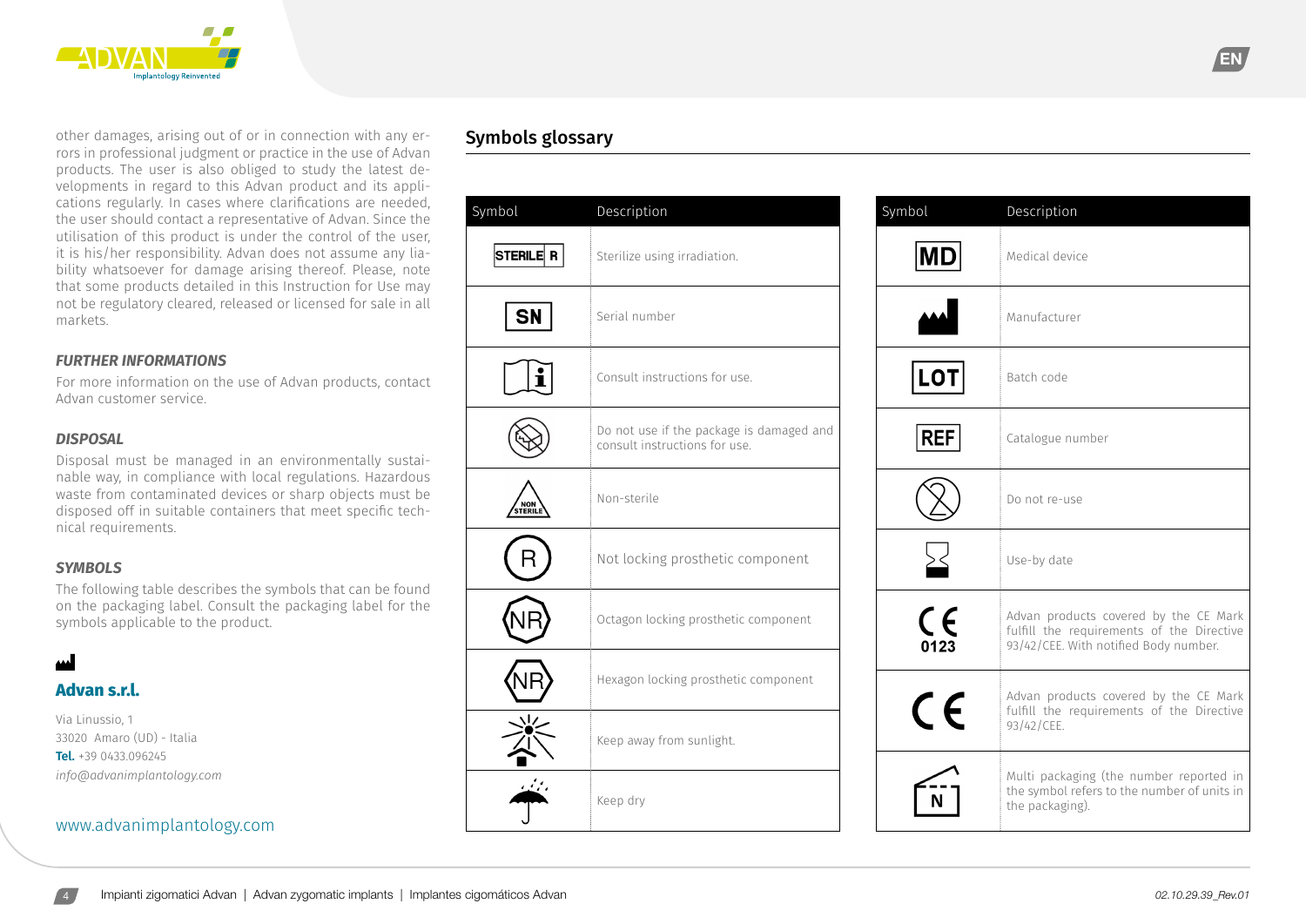other damages, arising out of or in connection with any errors in professional judgment or practice in the use of Advan products. The user is also obliged to study the latest developments in regard to this Advan product and its applications regularly. In cases where clarifications are needed, the user should contact a representative of Advan. Since the utilisation of this product is under the control of the user, it is his/her responsibility. Advan does not assume any liability whatsoever for damage arising thereof. Please, note that some products detailed in this Instruction for Use may not be regulatory cleared, released or licensed for sale in all markets.

### *FURTHER INFORMATIONS*

For more information on the use of Advan products, contact Advan customer service.

### *DISPOSAL*

Disposal must be managed in an environmentally sustainable way, in compliance with local regulations. Hazardous waste from contaminated devices or sharp objects must be disposed off in suitable containers that meet specific technical requirements.

### *SYMBOLS*

The following table describes the symbols that can be found on the packaging label. Consult the packaging label for the symbols applicable to the product.

**Advan s.r.l.**

Via Linussio, 1
33020 Amaro (UD) - Italia
**Tel.** +39 0433.096245
*info@advanimplantology.com*

www.advanimplantology.com

## Symbols glossary

| Symbol | Description |
|---|---|
| STERILE R | Sterilize using irradiation. |
| SN | Serial number |
| | Consult instructions for use. |
| | Do not use if the package is damaged and consult instructions for use. |
| NON STERILE | Non-sterile |
| R | Not locking prosthetic component |
| NR | Octagon locking prosthetic component |
| NR | Hexagon locking prosthetic component |
| | Keep away from sunlight. |
| | Keep dry |

| Symbol | Description |
|---|---|
| MD | Medical device |
| | Manufacturer |
| LOT | Batch code |
| REF | Catalogue number |
| | Do not re-use |
| | Use-by date |
| CE 0123 | Advan products covered by the CE Mark fulfill the requirements of the Directive 93/42/CEE. With notified Body number. |
| CE | Advan products covered by the CE Mark fulfill the requirements of the Directive 93/42/CEE. |
| N | Multi packaging (the number reported in the symbol refers to the number of units in the packaging). |